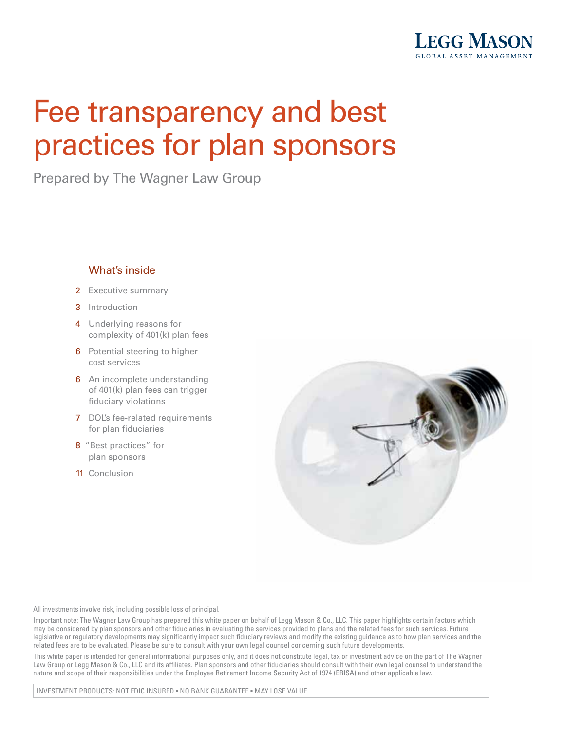LEGG MASON
GLOBAL ASSET MANAGEMENT

# Fee transparency and best practices for plan sponsors

Prepared by The Wagner Law Group

## What's inside

2 Executive summary

3 Introduction

4 Underlying reasons for complexity of 401(k) plan fees

6 Potential steering to higher cost services

6 An incomplete understanding of 401(k) plan fees can trigger fiduciary violations

7 DOL's fee-related requirements for plan fiduciaries

8 "Best practices" for plan sponsors

11 Conclusion

All investments involve risk, including possible loss of principal.

Important note: The Wagner Law Group has prepared this white paper on behalf of Legg Mason & Co., LLC. This paper highlights certain factors which may be considered by plan sponsors and other fiduciaries in evaluating the services provided to plans and the related fees for such services. Future legislative or regulatory developments may significantly impact such fiduciary reviews and modify the existing guidance as to how plan services and the related fees are to be evaluated. Please be sure to consult with your own legal counsel concerning such future developments.

This white paper is intended for general informational purposes only, and it does not constitute legal, tax or investment advice on the part of The Wagner Law Group or Legg Mason & Co., LLC and its affiliates. Plan sponsors and other fiduciaries should consult with their own legal counsel to understand the nature and scope of their responsibilities under the Employee Retirement Income Security Act of 1974 (ERISA) and other applicable law.

INVESTMENT PRODUCTS: NOT FDIC INSURED • NO BANK GUARANTEE • MAY LOSE VALUE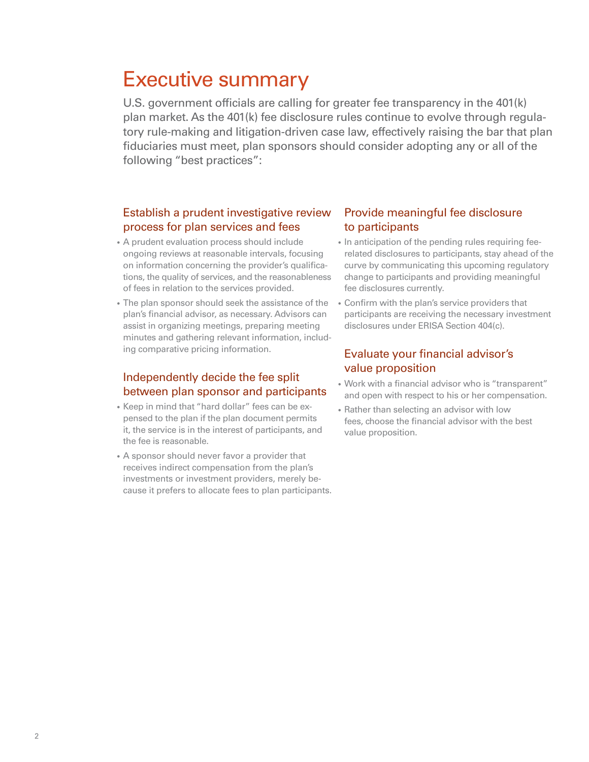# Executive summary

U.S. government officials are calling for greater fee transparency in the 401(k) plan market. As the 401(k) fee disclosure rules continue to evolve through regulatory rule-making and litigation-driven case law, effectively raising the bar that plan fiduciaries must meet, plan sponsors should consider adopting any or all of the following "best practices":

## Establish a prudent investigative review process for plan services and fees

- A prudent evaluation process should include ongoing reviews at reasonable intervals, focusing on information concerning the provider's qualifications, the quality of services, and the reasonableness of fees in relation to the services provided.
- The plan sponsor should seek the assistance of the plan's financial advisor, as necessary. Advisors can assist in organizing meetings, preparing meeting minutes and gathering relevant information, including comparative pricing information.

## Independently decide the fee split between plan sponsor and participants

- Keep in mind that "hard dollar" fees can be expensed to the plan if the plan document permits it, the service is in the interest of participants, and the fee is reasonable.
- A sponsor should never favor a provider that receives indirect compensation from the plan's investments or investment providers, merely because it prefers to allocate fees to plan participants.

## Provide meaningful fee disclosure to participants

- In anticipation of the pending rules requiring fee-related disclosures to participants, stay ahead of the curve by communicating this upcoming regulatory change to participants and providing meaningful fee disclosures currently.
- Confirm with the plan's service providers that participants are receiving the necessary investment disclosures under ERISA Section 404(c).

## Evaluate your financial advisor's value proposition

- Work with a financial advisor who is "transparent" and open with respect to his or her compensation.
- Rather than selecting an advisor with low fees, choose the financial advisor with the best value proposition.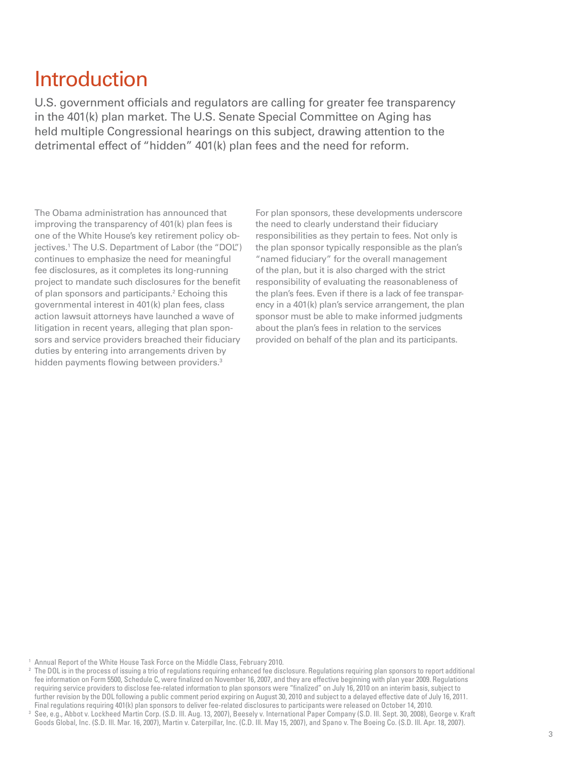# Introduction

U.S. government officials and regulators are calling for greater fee transparency in the 401(k) plan market. The U.S. Senate Special Committee on Aging has held multiple Congressional hearings on this subject, drawing attention to the detrimental effect of "hidden" 401(k) plan fees and the need for reform.

The Obama administration has announced that improving the transparency of 401(k) plan fees is one of the White House's key retirement policy objectives.[1] The U.S. Department of Labor (the "DOL") continues to emphasize the need for meaningful fee disclosures, as it completes its long-running project to mandate such disclosures for the benefit of plan sponsors and participants.[2] Echoing this governmental interest in 401(k) plan fees, class action lawsuit attorneys have launched a wave of litigation in recent years, alleging that plan sponsors and service providers breached their fiduciary duties by entering into arrangements driven by hidden payments flowing between providers.[3]

For plan sponsors, these developments underscore the need to clearly understand their fiduciary responsibilities as they pertain to fees. Not only is the plan sponsor typically responsible as the plan's "named fiduciary" for the overall management of the plan, but it is also charged with the strict responsibility of evaluating the reasonableness of the plan's fees. Even if there is a lack of fee transparency in a 401(k) plan's service arrangement, the plan sponsor must be able to make informed judgments about the plan's fees in relation to the services provided on behalf of the plan and its participants.

[1] Annual Report of the White House Task Force on the Middle Class, February 2010.

[2] The DOL is in the process of issuing a trio of regulations requiring enhanced fee disclosure. Regulations requiring plan sponsors to report additional fee information on Form 5500, Schedule C, were finalized on November 16, 2007, and they are effective beginning with plan year 2009. Regulations requiring service providers to disclose fee-related information to plan sponsors were "finalized" on July 16, 2010 on an interim basis, subject to further revision by the DOL following a public comment period expiring on August 30, 2010 and subject to a delayed effective date of July 16, 2011. Final regulations requiring 401(k) plan sponsors to deliver fee-related disclosures to participants were released on October 14, 2010.

[3] See, e.g., Abbot v. Lockheed Martin Corp. (S.D. Ill. Aug. 13, 2007), Beesely v. International Paper Company (S.D. Ill. Sept. 30, 2008), George v. Kraft Goods Global, Inc. (S.D. Ill. Mar. 16, 2007), Martin v. Caterpillar, Inc. (C.D. Ill. May 15, 2007), and Spano v. The Boeing Co. (S.D. Ill. Apr. 18, 2007).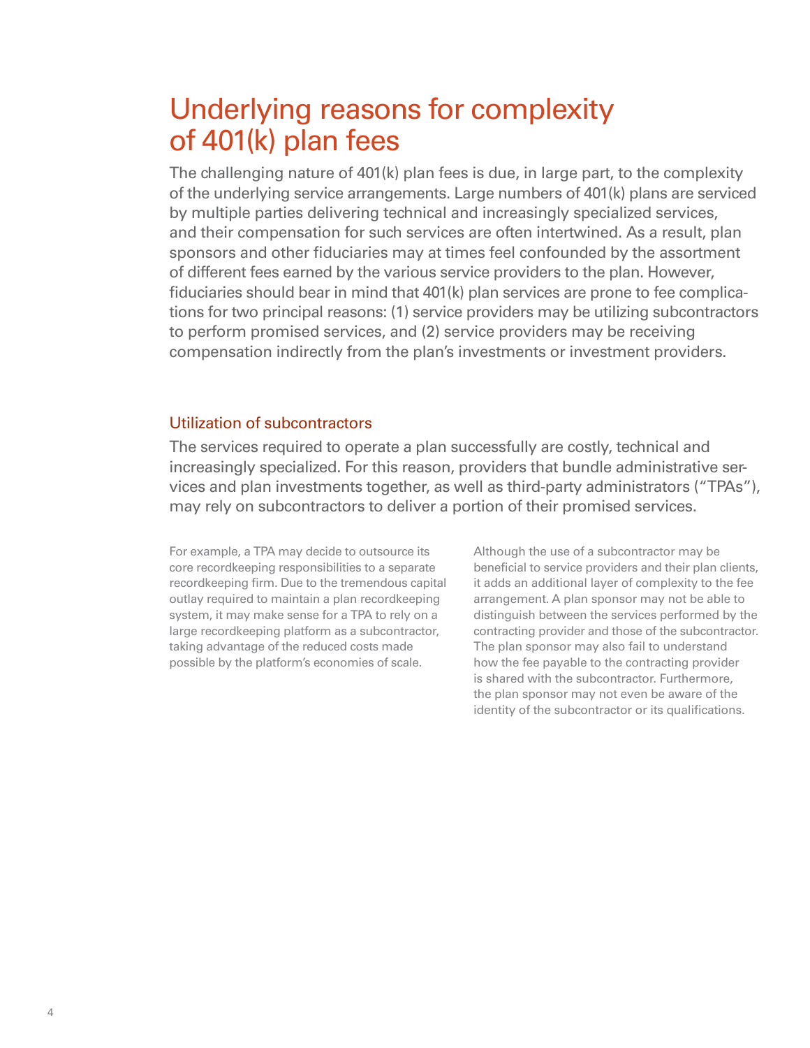# Underlying reasons for complexity of 401(k) plan fees

The challenging nature of 401(k) plan fees is due, in large part, to the complexity of the underlying service arrangements. Large numbers of 401(k) plans are serviced by multiple parties delivering technical and increasingly specialized services, and their compensation for such services are often intertwined. As a result, plan sponsors and other fiduciaries may at times feel confounded by the assortment of different fees earned by the various service providers to the plan. However, fiduciaries should bear in mind that 401(k) plan services are prone to fee complications for two principal reasons: (1) service providers may be utilizing subcontractors to perform promised services, and (2) service providers may be receiving compensation indirectly from the plan's investments or investment providers.

## Utilization of subcontractors

The services required to operate a plan successfully are costly, technical and increasingly specialized. For this reason, providers that bundle administrative services and plan investments together, as well as third-party administrators ("TPAs"), may rely on subcontractors to deliver a portion of their promised services.

For example, a TPA may decide to outsource its core recordkeeping responsibilities to a separate recordkeeping firm. Due to the tremendous capital outlay required to maintain a plan recordkeeping system, it may make sense for a TPA to rely on a large recordkeeping platform as a subcontractor, taking advantage of the reduced costs made possible by the platform's economies of scale.

Although the use of a subcontractor may be beneficial to service providers and their plan clients, it adds an additional layer of complexity to the fee arrangement. A plan sponsor may not be able to distinguish between the services performed by the contracting provider and those of the subcontractor. The plan sponsor may also fail to understand how the fee payable to the contracting provider is shared with the subcontractor. Furthermore, the plan sponsor may not even be aware of the identity of the subcontractor or its qualifications.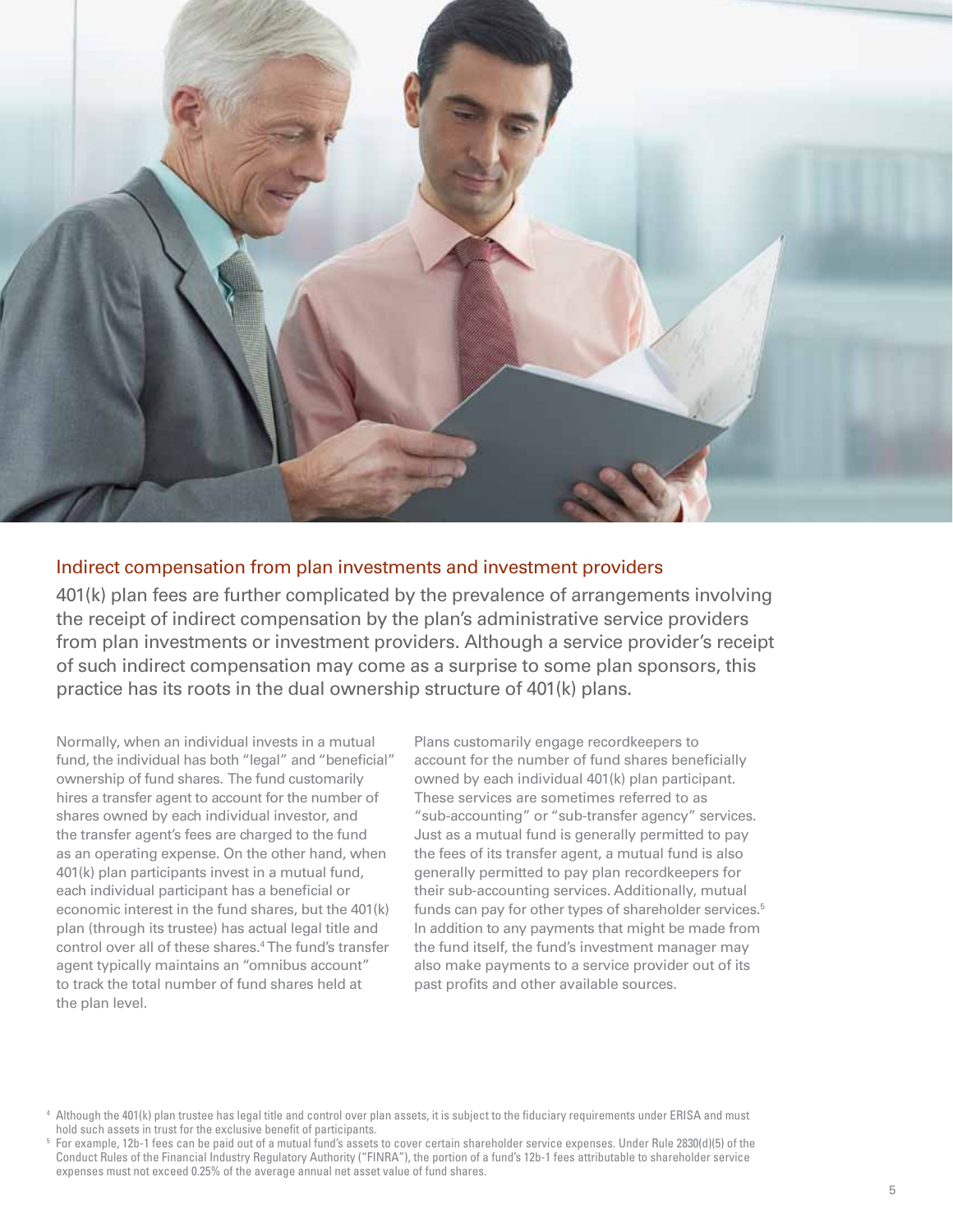## Indirect compensation from plan investments and investment providers

401(k) plan fees are further complicated by the prevalence of arrangements involving the receipt of indirect compensation by the plan's administrative service providers from plan investments or investment providers. Although a service provider's receipt of such indirect compensation may come as a surprise to some plan sponsors, this practice has its roots in the dual ownership structure of 401(k) plans.

Normally, when an individual invests in a mutual fund, the individual has both "legal" and "beneficial" ownership of fund shares. The fund customarily hires a transfer agent to account for the number of shares owned by each individual investor, and the transfer agent's fees are charged to the fund as an operating expense. On the other hand, when 401(k) plan participants invest in a mutual fund, each individual participant has a beneficial or economic interest in the fund shares, but the 401(k) plan (through its trustee) has actual legal title and control over all of these shares.[4] The fund's transfer agent typically maintains an "omnibus account" to track the total number of fund shares held at the plan level.

Plans customarily engage recordkeepers to account for the number of fund shares beneficially owned by each individual 401(k) plan participant. These services are sometimes referred to as "sub-accounting" or "sub-transfer agency" services. Just as a mutual fund is generally permitted to pay the fees of its transfer agent, a mutual fund is also generally permitted to pay plan recordkeepers for their sub-accounting services. Additionally, mutual funds can pay for other types of shareholder services.[5] In addition to any payments that might be made from the fund itself, the fund's investment manager may also make payments to a service provider out of its past profits and other available sources.

[4] Although the 401(k) plan trustee has legal title and control over plan assets, it is subject to the fiduciary requirements under ERISA and must hold such assets in trust for the exclusive benefit of participants.

[5] For example, 12b-1 fees can be paid out of a mutual fund's assets to cover certain shareholder service expenses. Under Rule 2830(d)(5) of the Conduct Rules of the Financial Industry Regulatory Authority ("FINRA"), the portion of a fund's 12b-1 fees attributable to shareholder service expenses must not exceed 0.25% of the average annual net asset value of fund shares.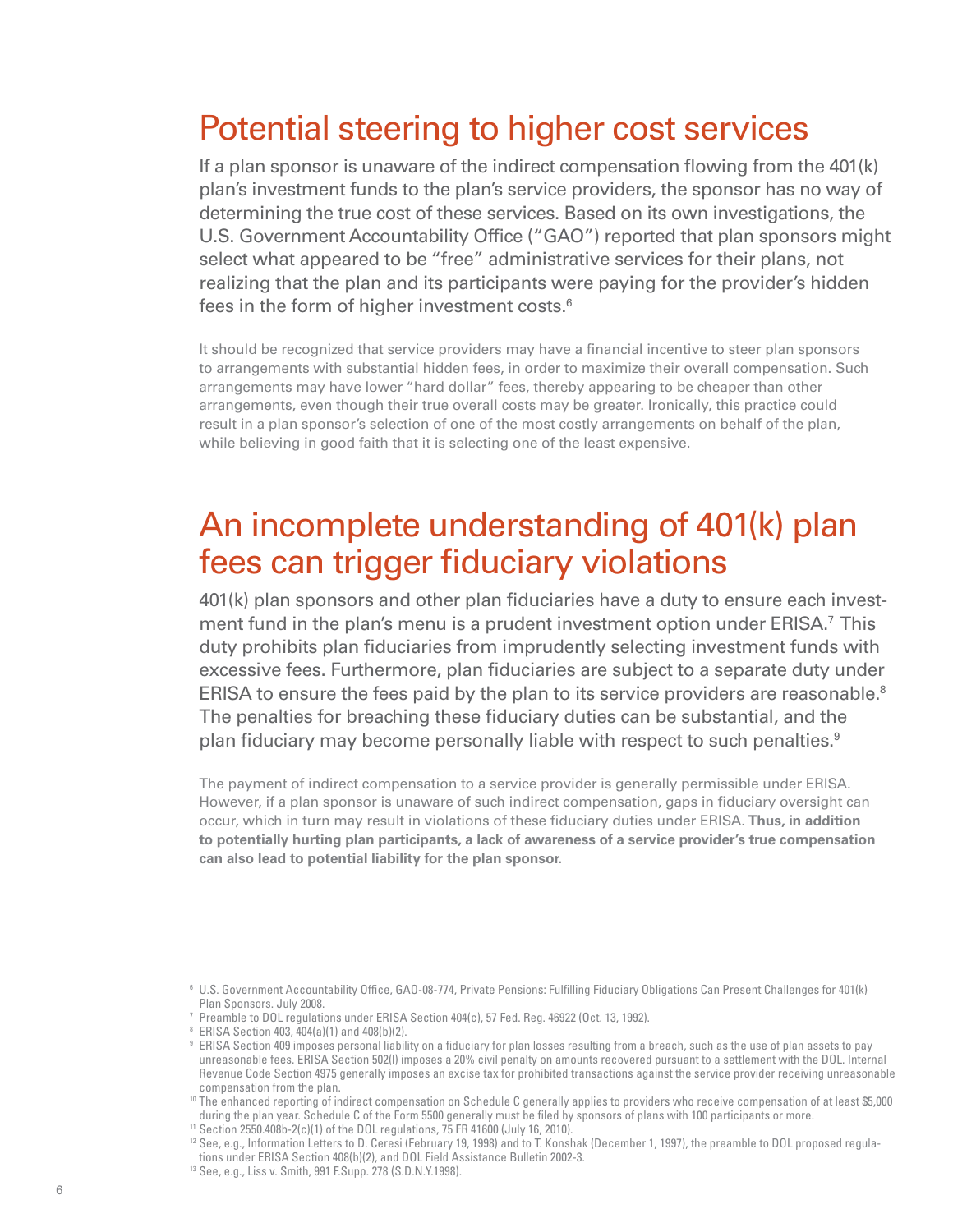## Potential steering to higher cost services

If a plan sponsor is unaware of the indirect compensation flowing from the 401(k) plan's investment funds to the plan's service providers, the sponsor has no way of determining the true cost of these services. Based on its own investigations, the U.S. Government Accountability Office ("GAO") reported that plan sponsors might select what appeared to be "free" administrative services for their plans, not realizing that the plan and its participants were paying for the provider's hidden fees in the form of higher investment costs.[6]

It should be recognized that service providers may have a financial incentive to steer plan sponsors to arrangements with substantial hidden fees, in order to maximize their overall compensation. Such arrangements may have lower "hard dollar" fees, thereby appearing to be cheaper than other arrangements, even though their true overall costs may be greater. Ironically, this practice could result in a plan sponsor's selection of one of the most costly arrangements on behalf of the plan, while believing in good faith that it is selecting one of the least expensive.

## An incomplete understanding of 401(k) plan fees can trigger fiduciary violations

401(k) plan sponsors and other plan fiduciaries have a duty to ensure each investment fund in the plan's menu is a prudent investment option under ERISA.[7] This duty prohibits plan fiduciaries from imprudently selecting investment funds with excessive fees. Furthermore, plan fiduciaries are subject to a separate duty under ERISA to ensure the fees paid by the plan to its service providers are reasonable.[8] The penalties for breaching these fiduciary duties can be substantial, and the plan fiduciary may become personally liable with respect to such penalties.[9]

The payment of indirect compensation to a service provider is generally permissible under ERISA. However, if a plan sponsor is unaware of such indirect compensation, gaps in fiduciary oversight can occur, which in turn may result in violations of these fiduciary duties under ERISA. **Thus, in addition to potentially hurting plan participants, a lack of awareness of a service provider's true compensation can also lead to potential liability for the plan sponsor.**

---

[6] U.S. Government Accountability Office, GAO-08-774, Private Pensions: Fulfilling Fiduciary Obligations Can Present Challenges for 401(k) Plan Sponsors. July 2008.

[7] Preamble to DOL regulations under ERISA Section 404(c), 57 Fed. Reg. 46922 (Oct. 13, 1992).

[8] ERISA Section 403, 404(a)(1) and 408(b)(2).

[9] ERISA Section 409 imposes personal liability on a fiduciary for plan losses resulting from a breach, such as the use of plan assets to pay unreasonable fees. ERISA Section 502(l) imposes a 20% civil penalty on amounts recovered pursuant to a settlement with the DOL. Internal Revenue Code Section 4975 generally imposes an excise tax for prohibited transactions against the service provider receiving unreasonable compensation from the plan.

[10] The enhanced reporting of indirect compensation on Schedule C generally applies to providers who receive compensation of at least $5,000 during the plan year. Schedule C of the Form 5500 generally must be filed by sponsors of plans with 100 participants or more.

[11] Section 2550.408b-2(c)(1) of the DOL regulations, 75 FR 41600 (July 16, 2010).

[12] See, e.g., Information Letters to D. Ceresi (February 19, 1998) and to T. Konshak (December 1, 1997), the preamble to DOL proposed regulations under ERISA Section 408(b)(2), and DOL Field Assistance Bulletin 2002-3.

[13] See, e.g., Liss v. Smith, 991 F.Supp. 278 (S.D.N.Y.1998).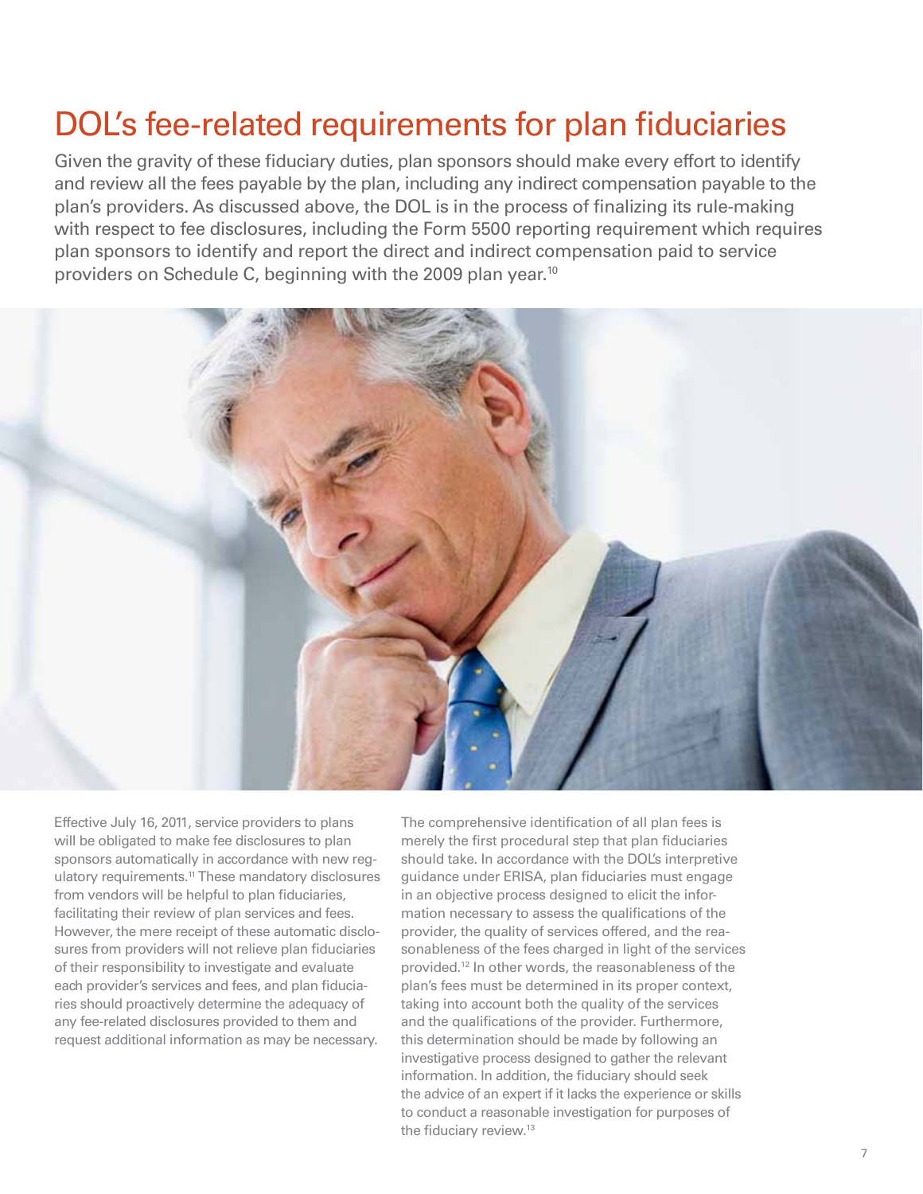# DOL's fee-related requirements for plan fiduciaries

Given the gravity of these fiduciary duties, plan sponsors should make every effort to identify and review all the fees payable by the plan, including any indirect compensation payable to the plan's providers. As discussed above, the DOL is in the process of finalizing its rule-making with respect to fee disclosures, including the Form 5500 reporting requirement which requires plan sponsors to identify and report the direct and indirect compensation paid to service providers on Schedule C, beginning with the 2009 plan year.[10]

Effective July 16, 2011, service providers to plans will be obligated to make fee disclosures to plan sponsors automatically in accordance with new regulatory requirements.[11] These mandatory disclosures from vendors will be helpful to plan fiduciaries, facilitating their review of plan services and fees. However, the mere receipt of these automatic disclosures from providers will not relieve plan fiduciaries of their responsibility to investigate and evaluate each provider's services and fees, and plan fiduciaries should proactively determine the adequacy of any fee-related disclosures provided to them and request additional information as may be necessary.

The comprehensive identification of all plan fees is merely the first procedural step that plan fiduciaries should take. In accordance with the DOL's interpretive guidance under ERISA, plan fiduciaries must engage in an objective process designed to elicit the information necessary to assess the qualifications of the provider, the quality of services offered, and the reasonableness of the fees charged in light of the services provided.[12] In other words, the reasonableness of the plan's fees must be determined in its proper context, taking into account both the quality of the services and the qualifications of the provider. Furthermore, this determination should be made by following an investigative process designed to gather the relevant information. In addition, the fiduciary should seek the advice of an expert if it lacks the experience or skills to conduct a reasonable investigation for purposes of the fiduciary review.[13]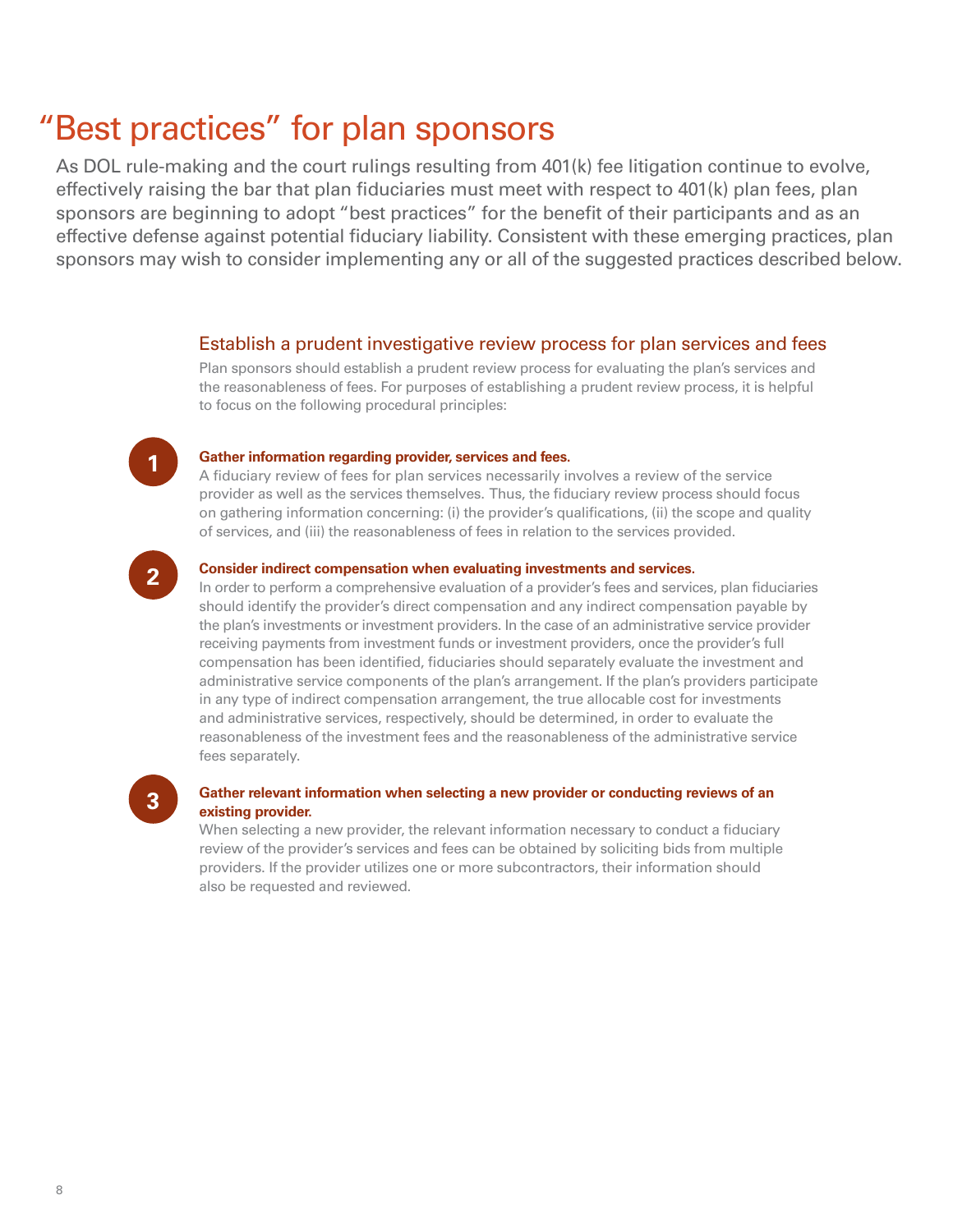# "Best practices" for plan sponsors

As DOL rule-making and the court rulings resulting from 401(k) fee litigation continue to evolve, effectively raising the bar that plan fiduciaries must meet with respect to 401(k) plan fees, plan sponsors are beginning to adopt "best practices" for the benefit of their participants and as an effective defense against potential fiduciary liability. Consistent with these emerging practices, plan sponsors may wish to consider implementing any or all of the suggested practices described below.

## Establish a prudent investigative review process for plan services and fees

Plan sponsors should establish a prudent review process for evaluating the plan's services and the reasonableness of fees. For purposes of establishing a prudent review process, it is helpful to focus on the following procedural principles:

1. **Gather information regarding provider, services and fees.**
   A fiduciary review of fees for plan services necessarily involves a review of the service provider as well as the services themselves. Thus, the fiduciary review process should focus on gathering information concerning: (i) the provider's qualifications, (ii) the scope and quality of services, and (iii) the reasonableness of fees in relation to the services provided.

2. **Consider indirect compensation when evaluating investments and services.**
   In order to perform a comprehensive evaluation of a provider's fees and services, plan fiduciaries should identify the provider's direct compensation and any indirect compensation payable by the plan's investments or investment providers. In the case of an administrative service provider receiving payments from investment funds or investment providers, once the provider's full compensation has been identified, fiduciaries should separately evaluate the investment and administrative service components of the plan's arrangement. If the plan's providers participate in any type of indirect compensation arrangement, the true allocable cost for investments and administrative services, respectively, should be determined, in order to evaluate the reasonableness of the investment fees and the reasonableness of the administrative service fees separately.

3. **Gather relevant information when selecting a new provider or conducting reviews of an existing provider.**
   When selecting a new provider, the relevant information necessary to conduct a fiduciary review of the provider's services and fees can be obtained by soliciting bids from multiple providers. If the provider utilizes one or more subcontractors, their information should also be requested and reviewed.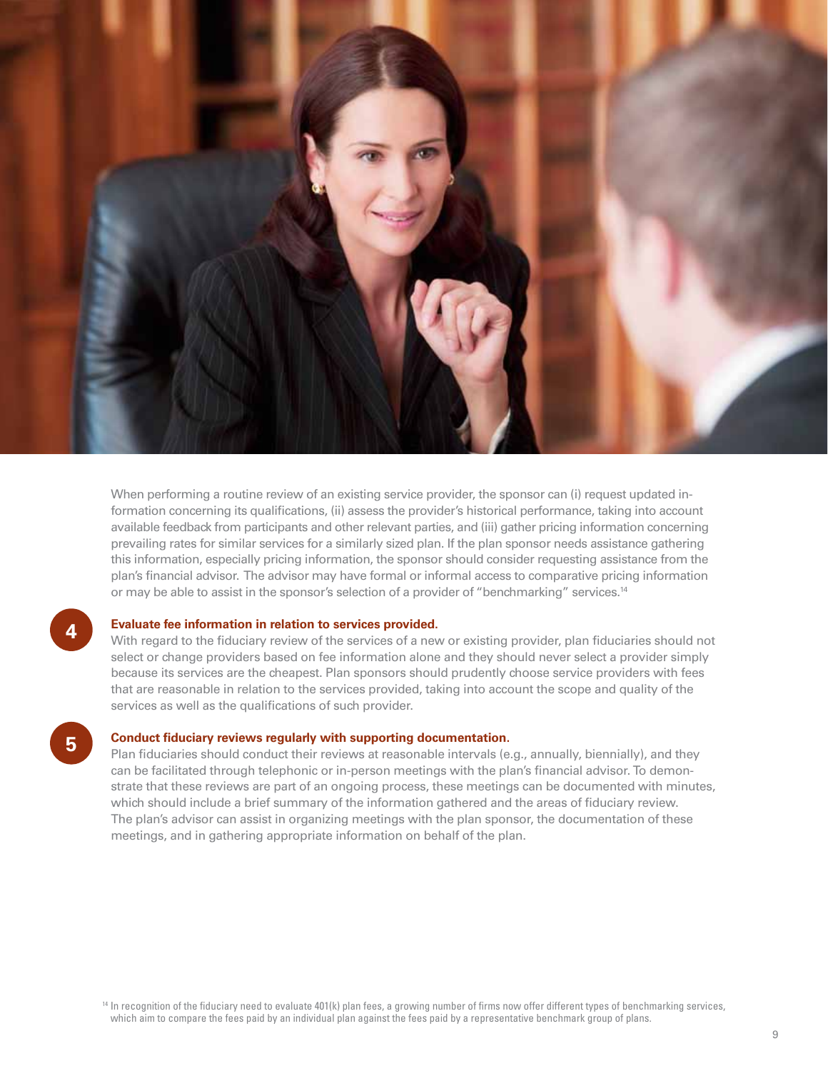When performing a routine review of an existing service provider, the sponsor can (i) request updated information concerning its qualifications, (ii) assess the provider's historical performance, taking into account available feedback from participants and other relevant parties, and (iii) gather pricing information concerning prevailing rates for similar services for a similarly sized plan. If the plan sponsor needs assistance gathering this information, especially pricing information, the sponsor should consider requesting assistance from the plan's financial advisor. The advisor may have formal or informal access to comparative pricing information or may be able to assist in the sponsor's selection of a provider of "benchmarking" services.[14]

### 4 Evaluate fee information in relation to services provided.

With regard to the fiduciary review of the services of a new or existing provider, plan fiduciaries should not select or change providers based on fee information alone and they should never select a provider simply because its services are the cheapest. Plan sponsors should prudently choose service providers with fees that are reasonable in relation to the services provided, taking into account the scope and quality of the services as well as the qualifications of such provider.

### 5 Conduct fiduciary reviews regularly with supporting documentation.

Plan fiduciaries should conduct their reviews at reasonable intervals (e.g., annually, biennially), and they can be facilitated through telephonic or in-person meetings with the plan's financial advisor. To demonstrate that these reviews are part of an ongoing process, these meetings can be documented with minutes, which should include a brief summary of the information gathered and the areas of fiduciary review. The plan's advisor can assist in organizing meetings with the plan sponsor, the documentation of these meetings, and in gathering appropriate information on behalf of the plan.

[14] In recognition of the fiduciary need to evaluate 401(k) plan fees, a growing number of firms now offer different types of benchmarking services, which aim to compare the fees paid by an individual plan against the fees paid by a representative benchmark group of plans.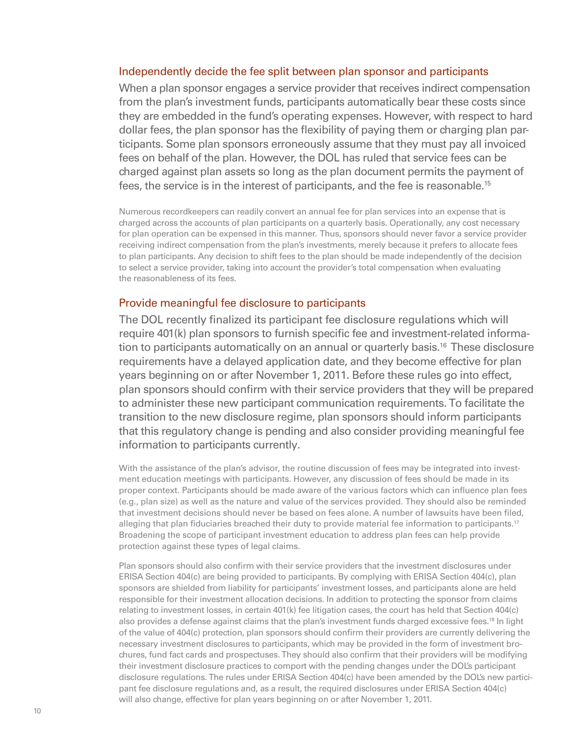## Independently decide the fee split between plan sponsor and participants

When a plan sponsor engages a service provider that receives indirect compensation from the plan's investment funds, participants automatically bear these costs since they are embedded in the fund's operating expenses. However, with respect to hard dollar fees, the plan sponsor has the flexibility of paying them or charging plan participants. Some plan sponsors erroneously assume that they must pay all invoiced fees on behalf of the plan. However, the DOL has ruled that service fees can be charged against plan assets so long as the plan document permits the payment of fees, the service is in the interest of participants, and the fee is reasonable.[15]

Numerous recordkeepers can readily convert an annual fee for plan services into an expense that is charged across the accounts of plan participants on a quarterly basis. Operationally, any cost necessary for plan operation can be expensed in this manner. Thus, sponsors should never favor a service provider receiving indirect compensation from the plan's investments, merely because it prefers to allocate fees to plan participants. Any decision to shift fees to the plan should be made independently of the decision to select a service provider, taking into account the provider's total compensation when evaluating the reasonableness of its fees.

## Provide meaningful fee disclosure to participants

The DOL recently finalized its participant fee disclosure regulations which will require 401(k) plan sponsors to furnish specific fee and investment-related information to participants automatically on an annual or quarterly basis.[16] These disclosure requirements have a delayed application date, and they become effective for plan years beginning on or after November 1, 2011. Before these rules go into effect, plan sponsors should confirm with their service providers that they will be prepared to administer these new participant communication requirements. To facilitate the transition to the new disclosure regime, plan sponsors should inform participants that this regulatory change is pending and also consider providing meaningful fee information to participants currently.

With the assistance of the plan's advisor, the routine discussion of fees may be integrated into investment education meetings with participants. However, any discussion of fees should be made in its proper context. Participants should be made aware of the various factors which can influence plan fees (e.g., plan size) as well as the nature and value of the services provided. They should also be reminded that investment decisions should never be based on fees alone. A number of lawsuits have been filed, alleging that plan fiduciaries breached their duty to provide material fee information to participants.[17] Broadening the scope of participant investment education to address plan fees can help provide protection against these types of legal claims.

Plan sponsors should also confirm with their service providers that the investment disclosures under ERISA Section 404(c) are being provided to participants. By complying with ERISA Section 404(c), plan sponsors are shielded from liability for participants' investment losses, and participants alone are held responsible for their investment allocation decisions. In addition to protecting the sponsor from claims relating to investment losses, in certain 401(k) fee litigation cases, the court has held that Section 404(c) also provides a defense against claims that the plan's investment funds charged excessive fees.[18] In light of the value of 404(c) protection, plan sponsors should confirm their providers are currently delivering the necessary investment disclosures to participants, which may be provided in the form of investment brochures, fund fact cards and prospectuses. They should also confirm that their providers will be modifying their investment disclosure practices to comport with the pending changes under the DOL's participant disclosure regulations. The rules under ERISA Section 404(c) have been amended by the DOL's new participant fee disclosure regulations and, as a result, the required disclosures under ERISA Section 404(c) will also change, effective for plan years beginning on or after November 1, 2011.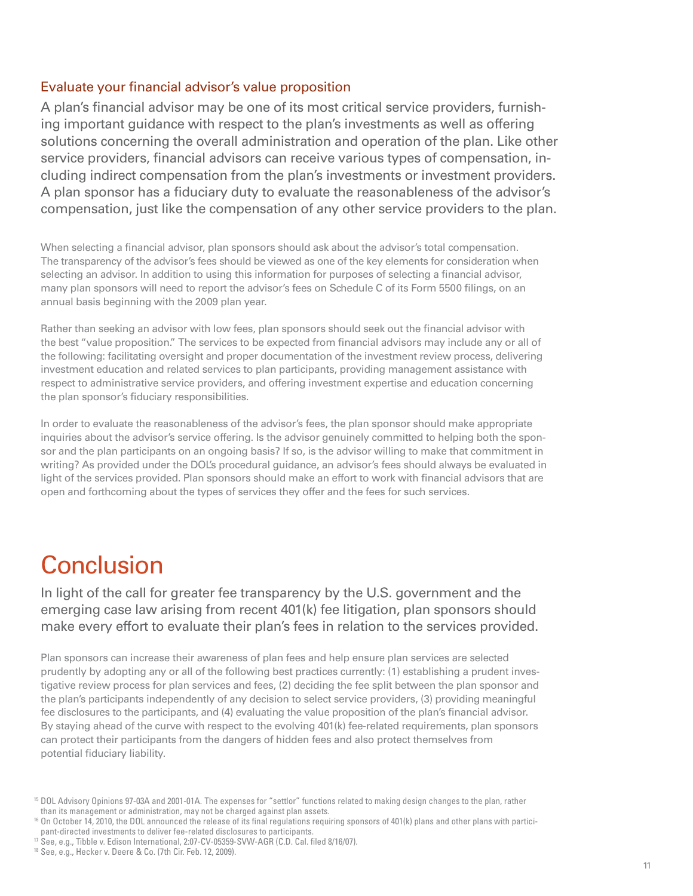### Evaluate your financial advisor's value proposition

A plan's financial advisor may be one of its most critical service providers, furnishing important guidance with respect to the plan's investments as well as offering solutions concerning the overall administration and operation of the plan. Like other service providers, financial advisors can receive various types of compensation, including indirect compensation from the plan's investments or investment providers. A plan sponsor has a fiduciary duty to evaluate the reasonableness of the advisor's compensation, just like the compensation of any other service providers to the plan.

When selecting a financial advisor, plan sponsors should ask about the advisor's total compensation. The transparency of the advisor's fees should be viewed as one of the key elements for consideration when selecting an advisor. In addition to using this information for purposes of selecting a financial advisor, many plan sponsors will need to report the advisor's fees on Schedule C of its Form 5500 filings, on an annual basis beginning with the 2009 plan year.

Rather than seeking an advisor with low fees, plan sponsors should seek out the financial advisor with the best "value proposition." The services to be expected from financial advisors may include any or all of the following: facilitating oversight and proper documentation of the investment review process, delivering investment education and related services to plan participants, providing management assistance with respect to administrative service providers, and offering investment expertise and education concerning the plan sponsor's fiduciary responsibilities.

In order to evaluate the reasonableness of the advisor's fees, the plan sponsor should make appropriate inquiries about the advisor's service offering. Is the advisor genuinely committed to helping both the sponsor and the plan participants on an ongoing basis? If so, is the advisor willing to make that commitment in writing? As provided under the DOL's procedural guidance, an advisor's fees should always be evaluated in light of the services provided. Plan sponsors should make an effort to work with financial advisors that are open and forthcoming about the types of services they offer and the fees for such services.

# Conclusion

In light of the call for greater fee transparency by the U.S. government and the emerging case law arising from recent 401(k) fee litigation, plan sponsors should make every effort to evaluate their plan's fees in relation to the services provided.

Plan sponsors can increase their awareness of plan fees and help ensure plan services are selected prudently by adopting any or all of the following best practices currently: (1) establishing a prudent investigative review process for plan services and fees, (2) deciding the fee split between the plan sponsor and the plan's participants independently of any decision to select service providers, (3) providing meaningful fee disclosures to the participants, and (4) evaluating the value proposition of the plan's financial advisor. By staying ahead of the curve with respect to the evolving 401(k) fee-related requirements, plan sponsors can protect their participants from the dangers of hidden fees and also protect themselves from potential fiduciary liability.

[15] DOL Advisory Opinions 97-03A and 2001-01A. The expenses for "settlor" functions related to making design changes to the plan, rather than its management or administration, may not be charged against plan assets.

[16] On October 14, 2010, the DOL announced the release of its final regulations requiring sponsors of 401(k) plans and other plans with participant-directed investments to deliver fee-related disclosures to participants.

[17] See, e.g., Tibble v. Edison International, 2:07-CV-05359-SVW-AGR (C.D. Cal. filed 8/16/07).

[18] See, e.g., Hecker v. Deere & Co. (7th Cir. Feb. 12, 2009).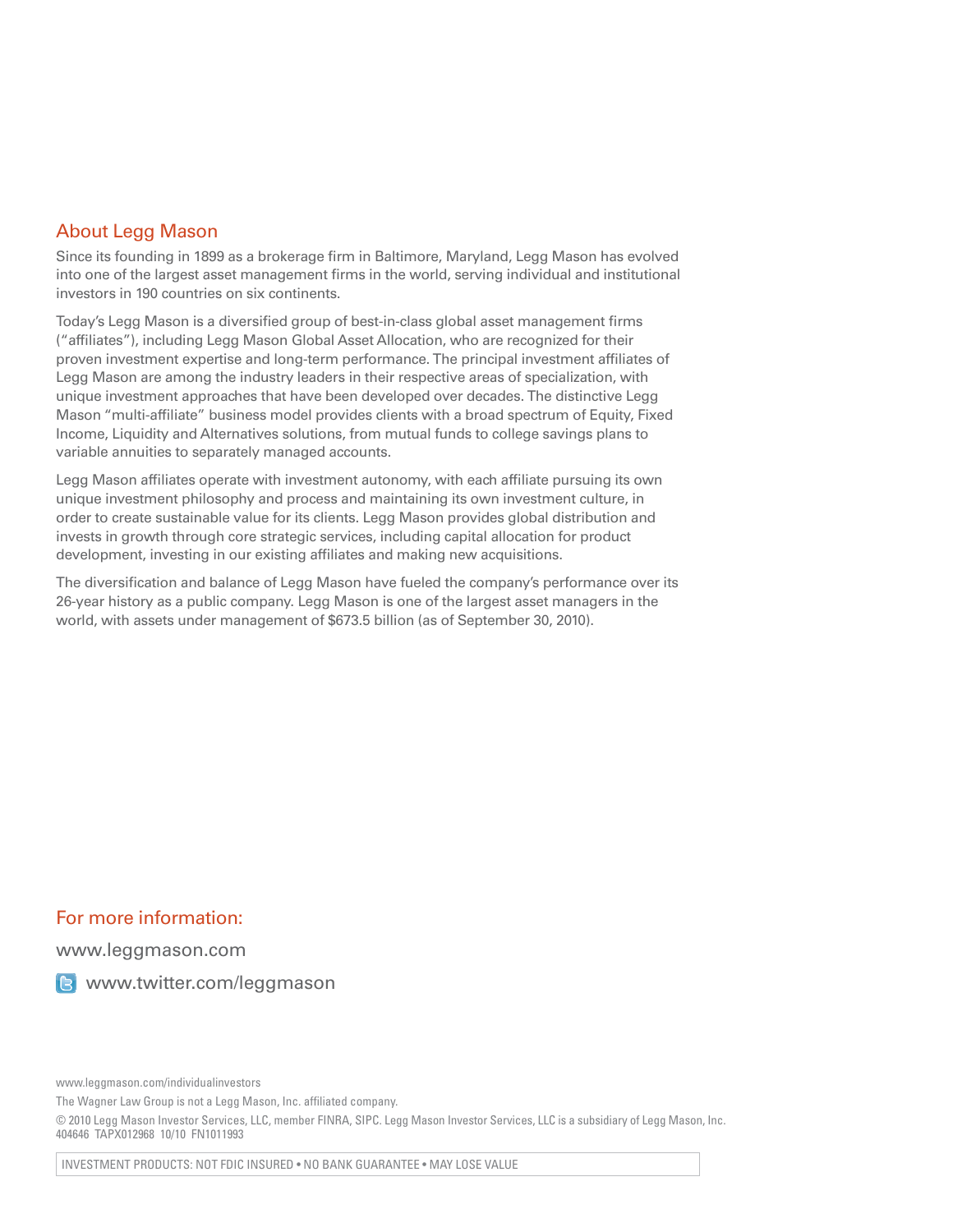## About Legg Mason

Since its founding in 1899 as a brokerage firm in Baltimore, Maryland, Legg Mason has evolved into one of the largest asset management firms in the world, serving individual and institutional investors in 190 countries on six continents.

Today's Legg Mason is a diversified group of best-in-class global asset management firms ("affiliates"), including Legg Mason Global Asset Allocation, who are recognized for their proven investment expertise and long-term performance. The principal investment affiliates of Legg Mason are among the industry leaders in their respective areas of specialization, with unique investment approaches that have been developed over decades. The distinctive Legg Mason "multi-affiliate" business model provides clients with a broad spectrum of Equity, Fixed Income, Liquidity and Alternatives solutions, from mutual funds to college savings plans to variable annuities to separately managed accounts.

Legg Mason affiliates operate with investment autonomy, with each affiliate pursuing its own unique investment philosophy and process and maintaining its own investment culture, in order to create sustainable value for its clients. Legg Mason provides global distribution and invests in growth through core strategic services, including capital allocation for product development, investing in our existing affiliates and making new acquisitions.

The diversification and balance of Legg Mason have fueled the company's performance over its 26-year history as a public company. Legg Mason is one of the largest asset managers in the world, with assets under management of $673.5 billion (as of September 30, 2010).

## For more information:

www.leggmason.com

www.twitter.com/leggmason

www.leggmason.com/individualinvestors

The Wagner Law Group is not a Legg Mason, Inc. affiliated company.

© 2010 Legg Mason Investor Services, LLC, member FINRA, SIPC. Legg Mason Investor Services, LLC is a subsidiary of Legg Mason, Inc.
404646 TAPX012968 10/10 FN1011993

INVESTMENT PRODUCTS: NOT FDIC INSURED • NO BANK GUARANTEE • MAY LOSE VALUE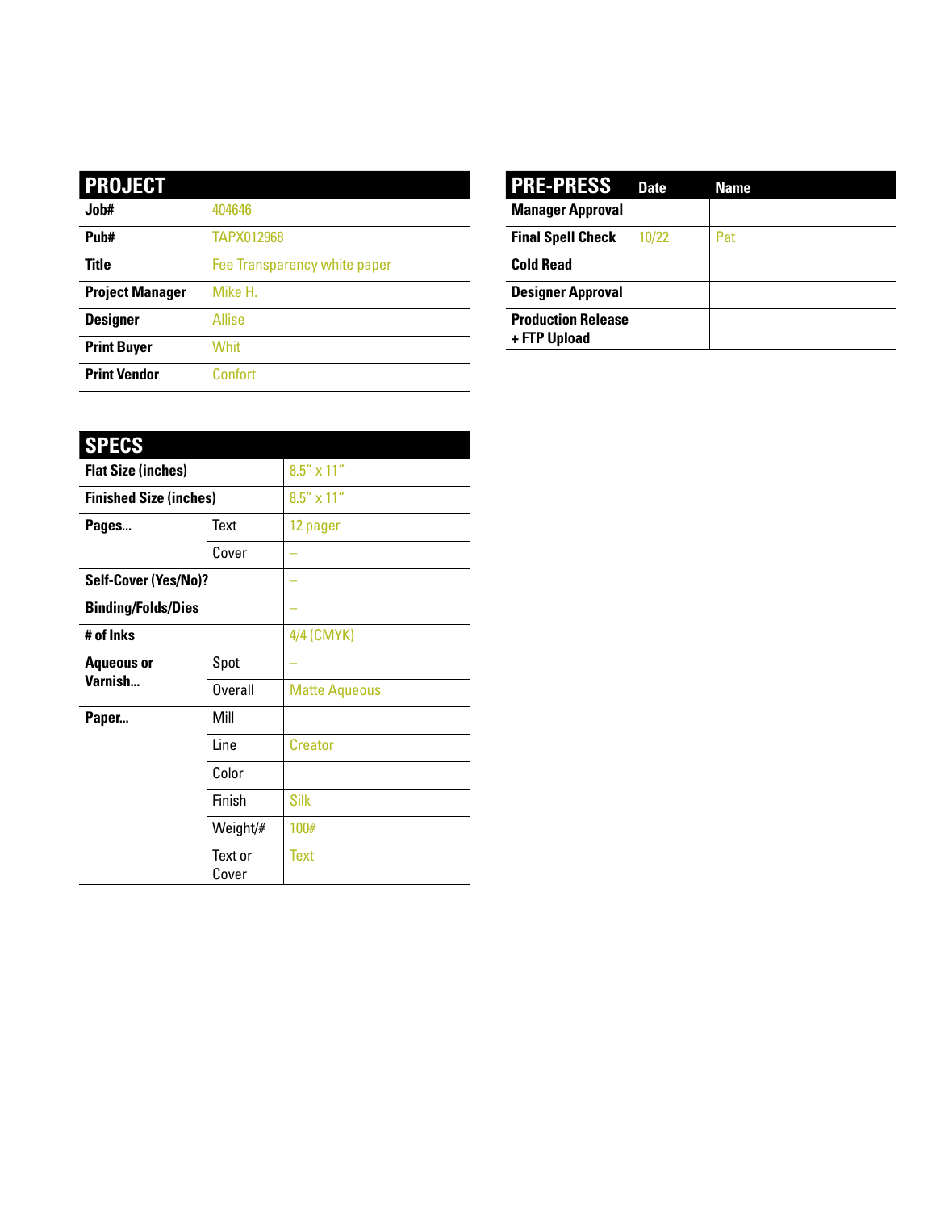## PROJECT

| | |
|---|---|
| **Job#** | 404646 |
| **Pub#** | TAPX012968 |
| **Title** | Fee Transparency white paper |
| **Project Manager** | Mike H. |
| **Designer** | Allise |
| **Print Buyer** | Whit |
| **Print Vendor** | Confort |

## PRE-PRESS

| PRE-PRESS | Date | Name |
|---|---|---|
| **Manager Approval** | | |
| **Final Spell Check** | 10/22 | Pat |
| **Cold Read** | | |
| **Designer Approval** | | |
| **Production Release + FTP Upload** | | |

## SPECS

| | | |
|---|---|---|
| **Flat Size (inches)** | | 8.5″ x 11″ |
| **Finished Size (inches)** | | 8.5″ x 11″ |
| **Pages...** | Text | 12 pager |
| | Cover | – |
| **Self-Cover (Yes/No)?** | | – |
| **Binding/Folds/Dies** | | – |
| **# of Inks** | | 4/4 (CMYK) |
| **Aqueous or Varnish...** | Spot | – |
| | Overall | Matte Aqueous |
| **Paper...** | Mill | |
| | Line | Creator |
| | Color | |
| | Finish | Silk |
| | Weight/# | 100# |
| | Text or Cover | Text |